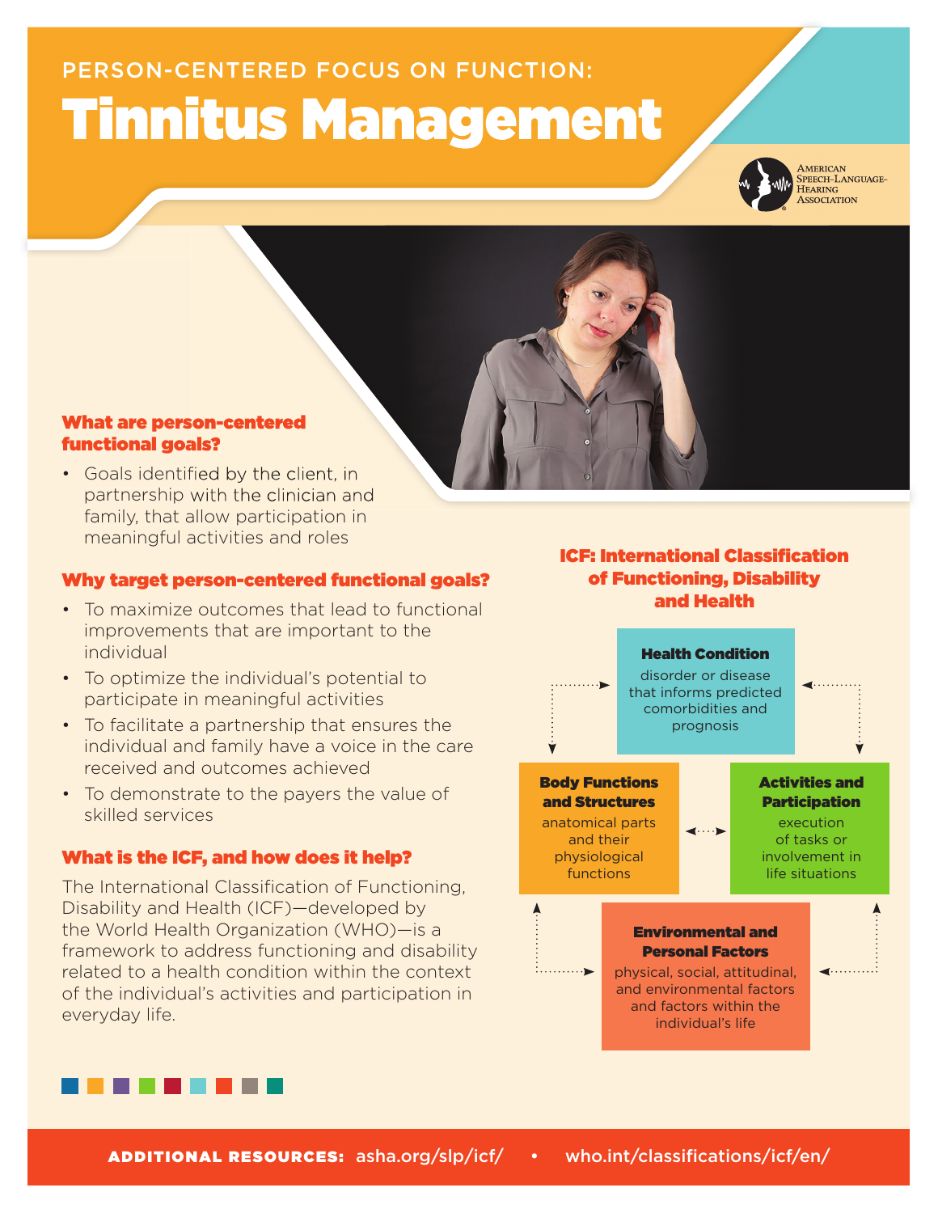PERSON-CENTERED FOCUS ON FUNCTION:

# Tinnitus Management

American Speech-Language-Hearing Association

## What are person-centered functional goals?

- Goals identified by the client, in partnership with the clinician and family, that allow participation in meaningful activities and roles

## Why target person-centered functional goals?

- To maximize outcomes that lead to functional improvements that are important to the individual
- To optimize the individual's potential to participate in meaningful activities
- To facilitate a partnership that ensures the individual and family have a voice in the care received and outcomes achieved
- To demonstrate to the payers the value of skilled services

## What is the ICF, and how does it help?

The International Classification of Functioning, Disability and Health (ICF)—developed by the World Health Organization (WHO)—is a framework to address functioning and disability related to a health condition within the context of the individual's activities and participation in everyday life.

## ICF: International Classification of Functioning, Disability and Health

**Health Condition**
disorder or disease that informs predicted comorbidities and prognosis

**Body Functions and Structures**
anatomical parts and their physiological functions

**Activities and Participation**
execution of tasks or involvement in life situations

**Environmental and Personal Factors**
physical, social, attitudinal, and environmental factors and factors within the individual's life

**ADDITIONAL RESOURCES:** asha.org/slp/icf/ • who.int/classifications/icf/en/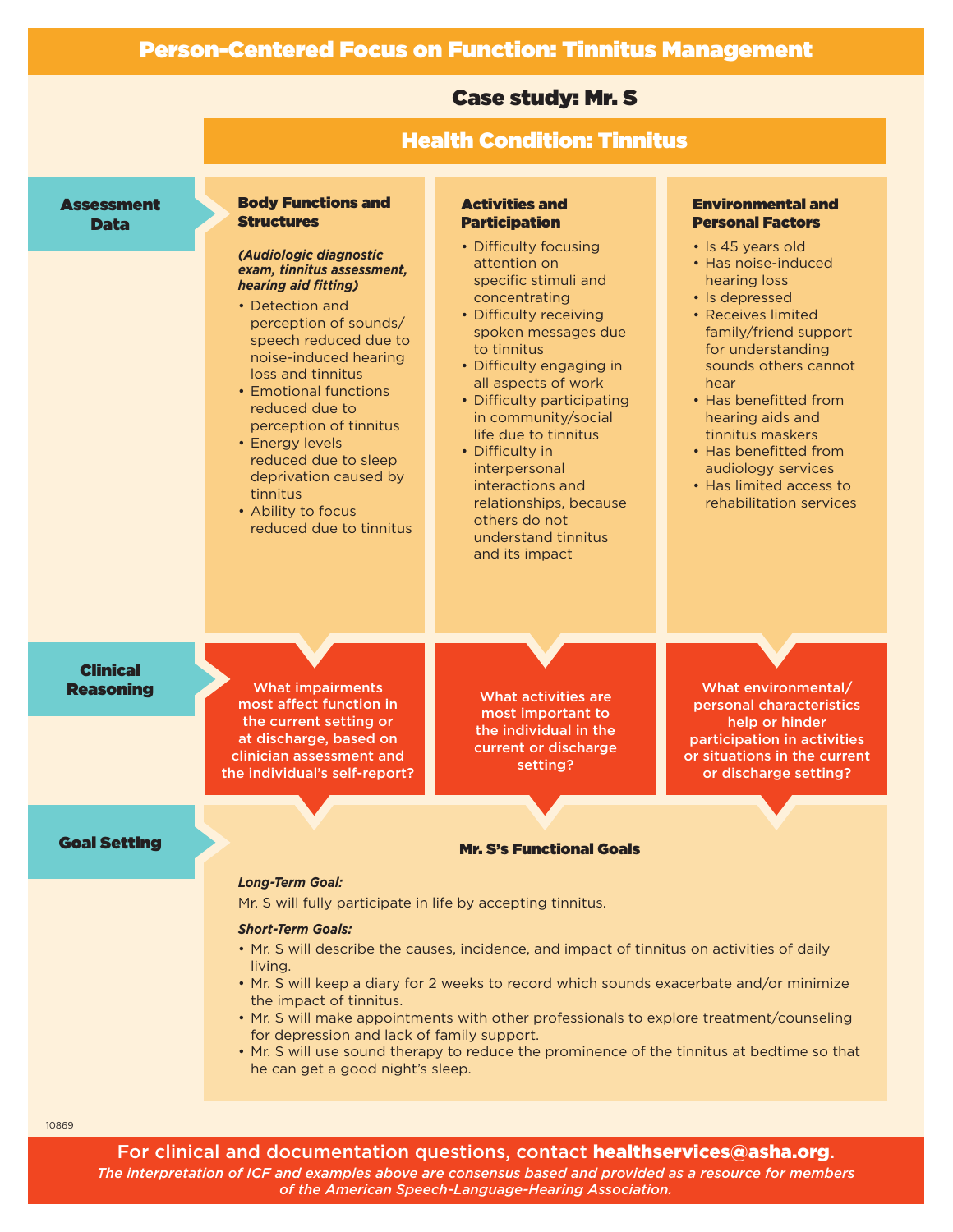# Person-Centered Focus on Function: Tinnitus Management

## Case study: Mr. S

### Health Condition: Tinnitus

## Assessment Data

### Body Functions and Structures

***(Audiologic diagnostic exam, tinnitus assessment, hearing aid fitting)***

- Detection and perception of sounds/ speech reduced due to noise-induced hearing loss and tinnitus
- Emotional functions reduced due to perception of tinnitus
- Energy levels reduced due to sleep deprivation caused by tinnitus
- Ability to focus reduced due to tinnitus

### Activities and Participation

- Difficulty focusing attention on specific stimuli and concentrating
- Difficulty receiving spoken messages due to tinnitus
- Difficulty engaging in all aspects of work
- Difficulty participating in community/social life due to tinnitus
- Difficulty in interpersonal interactions and relationships, because others do not understand tinnitus and its impact

### Environmental and Personal Factors

- Is 45 years old
- Has noise-induced hearing loss
- Is depressed
- Receives limited family/friend support for understanding sounds others cannot hear
- Has benefitted from hearing aids and tinnitus maskers
- Has benefitted from audiology services
- Has limited access to rehabilitation services

## Clinical Reasoning

What impairments most affect function in the current setting or at discharge, based on clinician assessment and the individual's self-report?

What activities are most important to the individual in the current or discharge setting?

What environmental/ personal characteristics help or hinder participation in activities or situations in the current or discharge setting?

## Goal Setting

### Mr. S's Functional Goals

***Long-Term Goal:***

Mr. S will fully participate in life by accepting tinnitus.

***Short-Term Goals:***

- Mr. S will describe the causes, incidence, and impact of tinnitus on activities of daily living.
- Mr. S will keep a diary for 2 weeks to record which sounds exacerbate and/or minimize the impact of tinnitus.
- Mr. S will make appointments with other professionals to explore treatment/counseling for depression and lack of family support.
- Mr. S will use sound therapy to reduce the prominence of the tinnitus at bedtime so that he can get a good night's sleep.

10869

For clinical and documentation questions, contact **healthservices@asha.org**.

*The interpretation of ICF and examples above are consensus based and provided as a resource for members of the American Speech-Language-Hearing Association.*